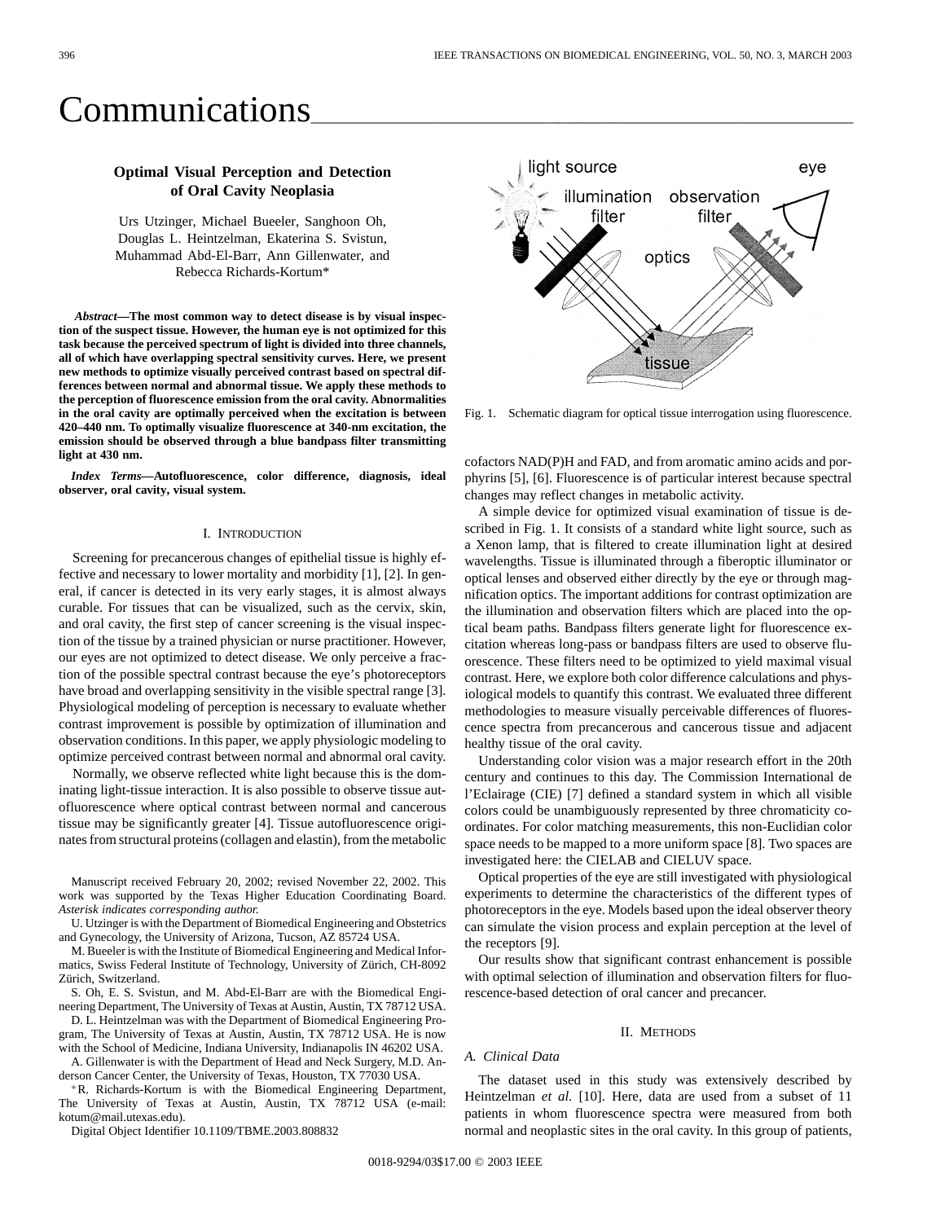# Communications

## Optimal Visual Perception and Detection of Oral Cavity Neoplasia

Urs Utzinger, Michael Bueeler, Sanghoon Oh, Douglas L. Heintzelman, Ekaterina S. Svistun, Muhammad Abd-El-Barr, Ann Gillenwater, and Rebecca Richards-Kortum*

***Abstract*—The most common way to detect disease is by visual inspection of the suspect tissue. However, the human eye is not optimized for this task because the perceived spectrum of light is divided into three channels, all of which have overlapping spectral sensitivity curves. Here, we present new methods to optimize visually perceived contrast based on spectral differences between normal and abnormal tissue. We apply these methods to the perception of fluorescence emission from the oral cavity. Abnormalities in the oral cavity are optimally perceived when the excitation is between 420–440 nm. To optimally visualize fluorescence at 340-nm excitation, the emission should be observed through a blue bandpass filter transmitting light at 430 nm.**

***Index Terms*—Autofluorescence, color difference, diagnosis, ideal observer, oral cavity, visual system.**

### I. Introduction

Screening for precancerous changes of epithelial tissue is highly effective and necessary to lower mortality and morbidity [1], [2]. In general, if cancer is detected in its very early stages, it is almost always curable. For tissues that can be visualized, such as the cervix, skin, and oral cavity, the first step of cancer screening is the visual inspection of the tissue by a trained physician or nurse practitioner. However, our eyes are not optimized to detect disease. We only perceive a fraction of the possible spectral contrast because the eye's photoreceptors have broad and overlapping sensitivity in the visible spectral range [3]. Physiological modeling of perception is necessary to evaluate whether contrast improvement is possible by optimization of illumination and observation conditions. In this paper, we apply physiologic modeling to optimize perceived contrast between normal and abnormal oral cavity.

Normally, we observe reflected white light because this is the dominating light-tissue interaction. It is also possible to observe tissue autofluorescence where optical contrast between normal and cancerous tissue may be significantly greater [4]. Tissue autofluorescence originates from structural proteins (collagen and elastin), from the metabolic cofactors NAD(P)H and FAD, and from aromatic amino acids and porphyrins [5], [6]. Fluorescence is of particular interest because spectral changes may reflect changes in metabolic activity.

Manuscript received February 20, 2002; revised November 22, 2002. This work was supported by the Texas Higher Education Coordinating Board. *Asterisk indicates corresponding author.*

U. Utzinger is with the Department of Biomedical Engineering and Obstetrics and Gynecology, the University of Arizona, Tucson, AZ 85724 USA.

M. Bueeler is with the Institute of Biomedical Engineering and Medical Informatics, Swiss Federal Institute of Technology, University of Zürich, CH-8092 Zürich, Switzerland.

S. Oh, E. S. Svistun, and M. Abd-El-Barr are with the Biomedical Engineering Department, The University of Texas at Austin, Austin, TX 78712 USA.

D. L. Heintzelman was with the Department of Biomedical Engineering Program, The University of Texas at Austin, Austin, TX 78712 USA. He is now with the School of Medicine, Indiana University, Indianapolis IN 46202 USA.

A. Gillenwater is with the Department of Head and Neck Surgery, M.D. Anderson Cancer Center, the University of Texas, Houston, TX 77030 USA.

*R. Richards-Kortum is with the Biomedical Engineering Department, The University of Texas at Austin, Austin, TX 78712 USA (e-mail: kotum@mail.utexas.edu).

Digital Object Identifier 10.1109/TBME.2003.808832

Fig. 1. Schematic diagram for optical tissue interrogation using fluorescence.

A simple device for optimized visual examination of tissue is described in Fig. 1. It consists of a standard white light source, such as a Xenon lamp, that is filtered to create illumination light at desired wavelengths. Tissue is illuminated through a fiberoptic illuminator or optical lenses and observed either directly by the eye or through magnification optics. The important additions for contrast optimization are the illumination and observation filters which are placed into the optical beam paths. Bandpass filters generate light for fluorescence excitation whereas long-pass or bandpass filters are used to observe fluorescence. These filters need to be optimized to yield maximal visual contrast. Here, we explore both color difference calculations and physiological models to quantify this contrast. We evaluated three different methodologies to measure visually perceivable differences of fluorescence spectra from precancerous and cancerous tissue and adjacent healthy tissue of the oral cavity.

Understanding color vision was a major research effort in the 20th century and continues to this day. The Commission International de l'Eclairage (CIE) [7] defined a standard system in which all visible colors could be unambiguously represented by three chromaticity coordinates. For color matching measurements, this non-Euclidian color space needs to be mapped to a more uniform space [8]. Two spaces are investigated here: the CIELAB and CIELUV space.

Optical properties of the eye are still investigated with physiological experiments to determine the characteristics of the different types of photoreceptors in the eye. Models based upon the ideal observer theory can simulate the vision process and explain perception at the level of the receptors [9].

Our results show that significant contrast enhancement is possible with optimal selection of illumination and observation filters for fluorescence-based detection of oral cancer and precancer.

### II. Methods

#### A. Clinical Data

The dataset used in this study was extensively described by Heintzelman *et al.* [10]. Here, data are used from a subset of 11 patients in whom fluorescence spectra were measured from both normal and neoplastic sites in the oral cavity. In this group of patients,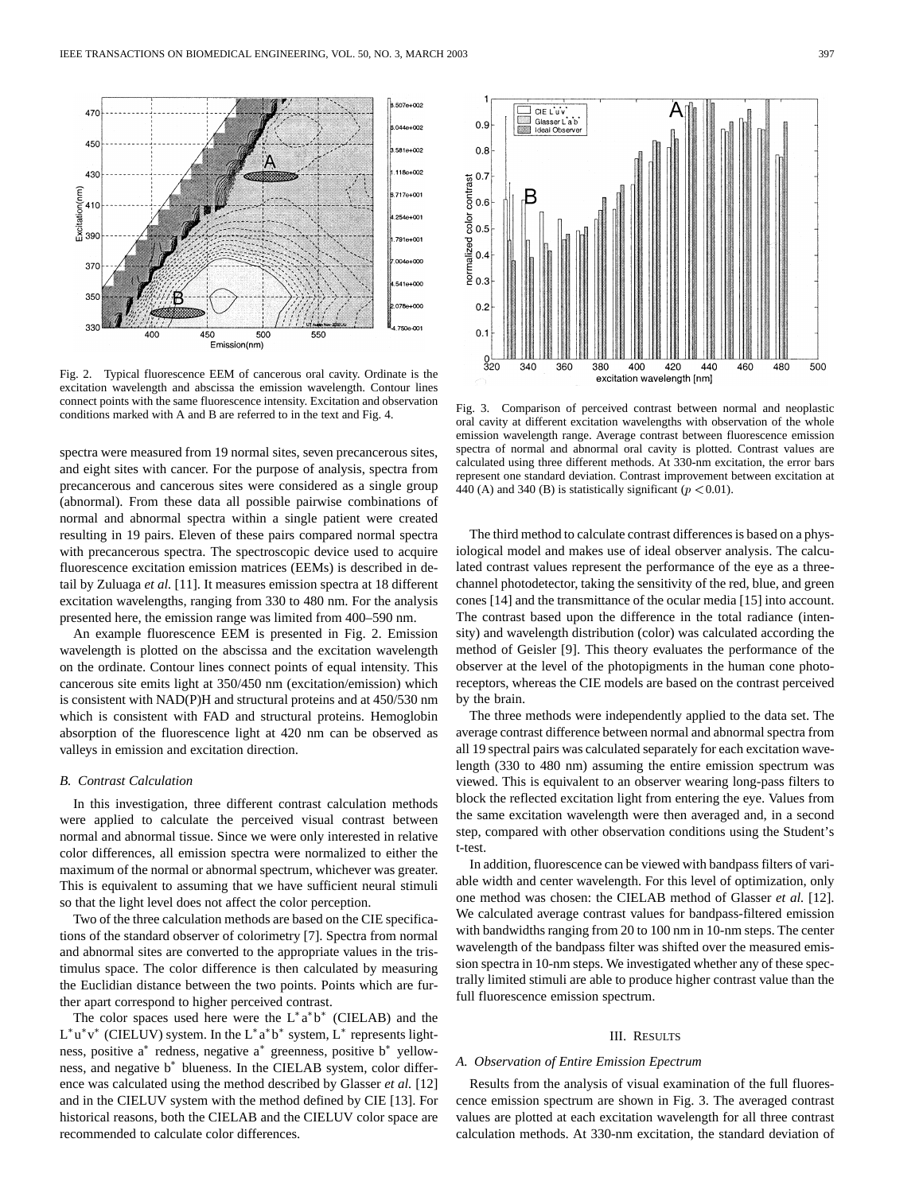Fig. 2. Typical fluorescence EEM of cancerous oral cavity. Ordinate is the excitation wavelength and abscissa the emission wavelength. Contour lines connect points with the same fluorescence intensity. Excitation and observation conditions marked with A and B are referred to in the text and Fig. 4.

Fig. 3. Comparison of perceived contrast between normal and neoplastic oral cavity at different excitation wavelengths with observation of the whole emission wavelength range. Average contrast between fluorescence emission spectra of normal and abnormal oral cavity is plotted. Contrast values are calculated using three different methods. At 330-nm excitation, the error bars represent one standard deviation. Contrast improvement between excitation at 440 (A) and 340 (B) is statistically significant ($p < 0.01$).

spectra were measured from 19 normal sites, seven precancerous sites, and eight sites with cancer. For the purpose of analysis, spectra from precancerous and cancerous sites were considered as a single group (abnormal). From these data all possible pairwise combinations of normal and abnormal spectra within a single patient were created resulting in 19 pairs. Eleven of these pairs compared normal spectra with precancerous spectra. The spectroscopic device used to acquire fluorescence excitation emission matrices (EEMs) is described in detail by Zuluaga *et al.* [11]. It measures emission spectra at 18 different excitation wavelengths, ranging from 330 to 480 nm. For the analysis presented here, the emission range was limited from 400–590 nm.

An example fluorescence EEM is presented in Fig. 2. Emission wavelength is plotted on the abscissa and the excitation wavelength on the ordinate. Contour lines connect points of equal intensity. This cancerous site emits light at 350/450 nm (excitation/emission) which is consistent with NAD(P)H and structural proteins and at 450/530 nm which is consistent with FAD and structural proteins. Hemoglobin absorption of the fluorescence light at 420 nm can be observed as valleys in emission and excitation direction.

### B. Contrast Calculation

In this investigation, three different contrast calculation methods were applied to calculate the perceived visual contrast between normal and abnormal tissue. Since we were only interested in relative color differences, all emission spectra were normalized to either the maximum of the normal or abnormal spectrum, whichever was greater. This is equivalent to assuming that we have sufficient neural stimuli so that the light level does not affect the color perception.

Two of the three calculation methods are based on the CIE specifications of the standard observer of colorimetry [7]. Spectra from normal and abnormal sites are converted to the appropriate values in the tristimulus space. The color difference is then calculated by measuring the Euclidian distance between the two points. Points which are further apart correspond to higher perceived contrast.

The color spaces used here were the $L^*a^*b^*$ (CIELAB) and the $L^*u^*v^*$ (CIELUV) system. In the $L^*a^*b^*$ system, $L^*$ represents lightness, positive $a^*$ redness, negative $a^*$ greenness, positive $b^*$ yellowness, and negative $b^*$ blueness. In the CIELAB system, color difference was calculated using the method described by Glasser *et al.* [12] and in the CIELUV system with the method defined by CIE [13]. For historical reasons, both the CIELAB and the CIELUV color space are recommended to calculate color differences.

The third method to calculate contrast differences is based on a physiological model and makes use of ideal observer analysis. The calculated contrast values represent the performance of the eye as a three-channel photodetector, taking the sensitivity of the red, blue, and green cones [14] and the transmittance of the ocular media [15] into account. The contrast based upon the difference in the total radiance (intensity) and wavelength distribution (color) was calculated according the method of Geisler [9]. This theory evaluates the performance of the observer at the level of the photopigments in the human cone photoreceptors, whereas the CIE models are based on the contrast perceived by the brain.

The three methods were independently applied to the data set. The average contrast difference between normal and abnormal spectra from all 19 spectral pairs was calculated separately for each excitation wavelength (330 to 480 nm) assuming the entire emission spectrum was viewed. This is equivalent to an observer wearing long-pass filters to block the reflected excitation light from entering the eye. Values from the same excitation wavelength were then averaged and, in a second step, compared with other observation conditions using the Student's t-test.

In addition, fluorescence can be viewed with bandpass filters of variable width and center wavelength. For this level of optimization, only one method was chosen: the CIELAB method of Glasser *et al.* [12]. We calculated average contrast values for bandpass-filtered emission with bandwidths ranging from 20 to 100 nm in 10-nm steps. The center wavelength of the bandpass filter was shifted over the measured emission spectra in 10-nm steps. We investigated whether any of these spectrally limited stimuli are able to produce higher contrast value than the full fluorescence emission spectrum.

## III. Results

### A. Observation of Entire Emission Epectrum

Results from the analysis of visual examination of the full fluorescence emission spectrum are shown in Fig. 3. The averaged contrast values are plotted at each excitation wavelength for all three contrast calculation methods. At 330-nm excitation, the standard deviation of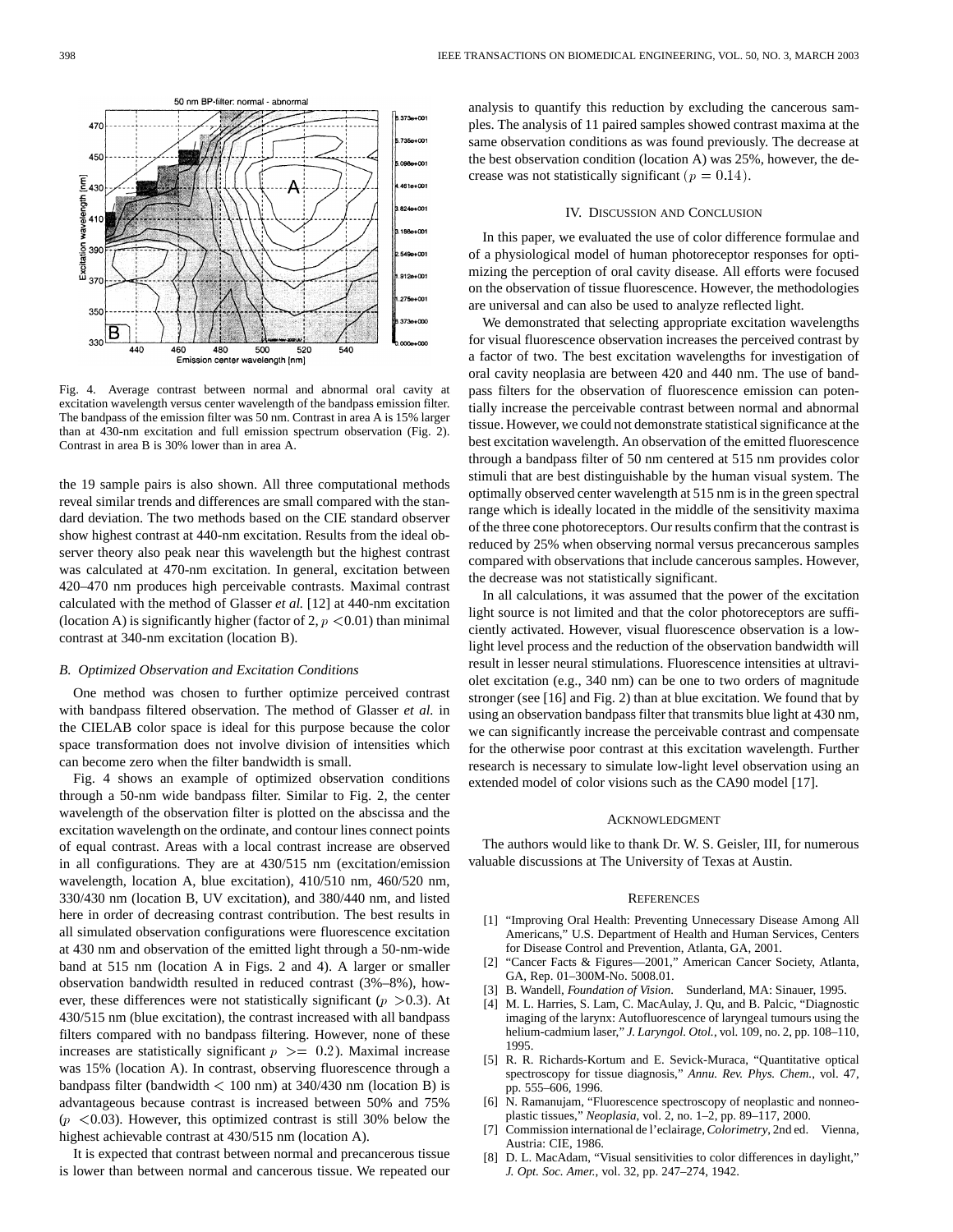Fig. 4. Average contrast between normal and abnormal oral cavity at excitation wavelength versus center wavelength of the bandpass emission filter. The bandpass of the emission filter was 50 nm. Contrast in area A is 15% larger than at 430-nm excitation and full emission spectrum observation (Fig. 2). Contrast in area B is 30% lower than in area A.

the 19 sample pairs is also shown. All three computational methods reveal similar trends and differences are small compared with the standard deviation. The two methods based on the CIE standard observer show highest contrast at 440-nm excitation. Results from the ideal observer theory also peak near this wavelength but the highest contrast was calculated at 470-nm excitation. In general, excitation between 420–470 nm produces high perceivable contrasts. Maximal contrast calculated with the method of Glasser *et al.* [12] at 440-nm excitation (location A) is significantly higher (factor of 2, $p < 0.01$) than minimal contrast at 340-nm excitation (location B).

### *B. Optimized Observation and Excitation Conditions*

One method was chosen to further optimize perceived contrast with bandpass filtered observation. The method of Glasser *et al.* in the CIELAB color space is ideal for this purpose because the color space transformation does not involve division of intensities which can become zero when the filter bandwidth is small.

Fig. 4 shows an example of optimized observation conditions through a 50-nm wide bandpass filter. Similar to Fig. 2, the center wavelength of the observation filter is plotted on the abscissa and the excitation wavelength on the ordinate, and contour lines connect points of equal contrast. Areas with a local contrast increase are observed in all configurations. They are at 430/515 nm (excitation/emission wavelength, location A, blue excitation), 410/510 nm, 460/520 nm, 330/430 nm (location B, UV excitation), and 380/440 nm, and listed here in order of decreasing contrast contribution. The best results in all simulated observation configurations were fluorescence excitation at 430 nm and observation of the emitted light through a 50-nm-wide band at 515 nm (location A in Figs. 2 and 4). A larger or smaller observation bandwidth resulted in reduced contrast (3%–8%), however, these differences were not statistically significant ($p > 0.3$). At 430/515 nm (blue excitation), the contrast increased with all bandpass filters compared with no bandpass filtering. However, none of these increases are statistically significant $p >= 0.2$). Maximal increase was 15% (location A). In contrast, observing fluorescence through a bandpass filter (bandwidth $< 100$ nm) at 340/430 nm (location B) is advantageous because contrast is increased between 50% and 75% ($p < 0.03$). However, this optimized contrast is still 30% below the highest achievable contrast at 430/515 nm (location A).

It is expected that contrast between normal and precancerous tissue is lower than between normal and cancerous tissue. We repeated our analysis to quantify this reduction by excluding the cancerous samples. The analysis of 11 paired samples showed contrast maxima at the same observation conditions as was found previously. The decrease at the best observation condition (location A) was 25%, however, the decrease was not statistically significant ($p = 0.14$).

## IV. Discussion and Conclusion

In this paper, we evaluated the use of color difference formulae and of a physiological model of human photoreceptor responses for optimizing the perception of oral cavity disease. All efforts were focused on the observation of tissue fluorescence. However, the methodologies are universal and can also be used to analyze reflected light.

We demonstrated that selecting appropriate excitation wavelengths for visual fluorescence observation increases the perceived contrast by a factor of two. The best excitation wavelengths for investigation of oral cavity neoplasia are between 420 and 440 nm. The use of bandpass filters for the observation of fluorescence emission can potentially increase the perceivable contrast between normal and abnormal tissue. However, we could not demonstrate statistical significance at the best excitation wavelength. An observation of the emitted fluorescence through a bandpass filter of 50 nm centered at 515 nm provides color stimuli that are best distinguishable by the human visual system. The optimally observed center wavelength at 515 nm is in the green spectral range which is ideally located in the middle of the sensitivity maxima of the three cone photoreceptors. Our results confirm that the contrast is reduced by 25% when observing normal versus precancerous samples compared with observations that include cancerous samples. However, the decrease was not statistically significant.

In all calculations, it was assumed that the power of the excitation light source is not limited and that the color photoreceptors are sufficiently activated. However, visual fluorescence observation is a low-light level process and the reduction of the observation bandwidth will result in lesser neural stimulations. Fluorescence intensities at ultraviolet excitation (e.g., 340 nm) can be one to two orders of magnitude stronger (see [16] and Fig. 2) than at blue excitation. We found that by using an observation bandpass filter that transmits blue light at 430 nm, we can significantly increase the perceivable contrast and compensate for the otherwise poor contrast at this excitation wavelength. Further research is necessary to simulate low-light level observation using an extended model of color visions such as the CA90 model [17].

## Acknowledgment

The authors would like to thank Dr. W. S. Geisler, III, for numerous valuable discussions at The University of Texas at Austin.

## References

[1] "Improving Oral Health: Preventing Unnecessary Disease Among All Americans," U.S. Department of Health and Human Services, Centers for Disease Control and Prevention, Atlanta, GA, 2001.

[2] "Cancer Facts & Figures—2001," American Cancer Society, Atlanta, GA, Rep. 01–300M-No. 5008.01.

[3] B. Wandell, *Foundation of Vision*. Sunderland, MA: Sinauer, 1995.

[4] M. L. Harries, S. Lam, C. MacAulay, J. Qu, and B. Palcic, "Diagnostic imaging of the larynx: Autofluorescence of laryngeal tumours using the helium-cadmium laser," *J. Laryngol. Otol.*, vol. 109, no. 2, pp. 108–110, 1995.

[5] R. R. Richards-Kortum and E. Sevick-Muraca, "Quantitative optical spectroscopy for tissue diagnosis," *Annu. Rev. Phys. Chem.*, vol. 47, pp. 555–606, 1996.

[6] N. Ramanujam, "Fluorescence spectroscopy of neoplastic and nonneoplastic tissues," *Neoplasia*, vol. 2, no. 1–2, pp. 89–117, 2000.

[7] Commission international de l'eclairage, *Colorimetry*, 2nd ed. Vienna, Austria: CIE, 1986.

[8] D. L. MacAdam, "Visual sensitivities to color differences in daylight," *J. Opt. Soc. Amer.*, vol. 32, pp. 247–274, 1942.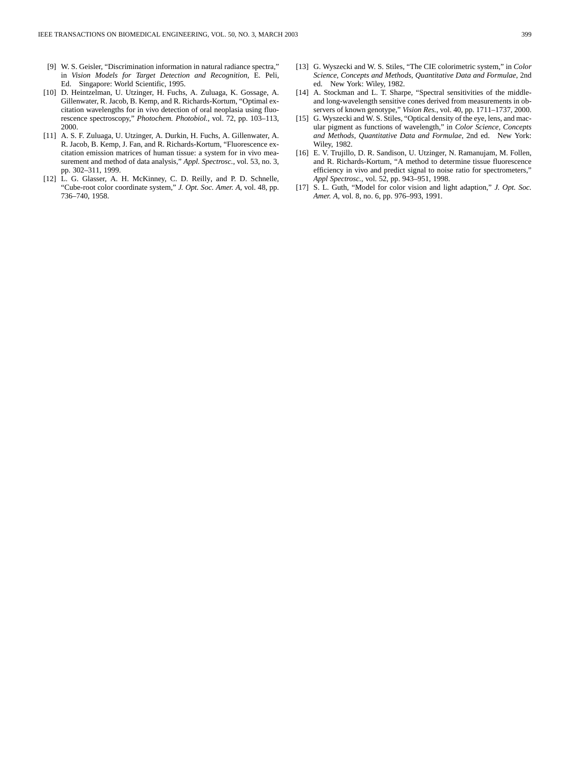[9] W. S. Geisler, "Discrimination information in natural radiance spectra," in *Vision Models for Target Detection and Recognition*, E. Peli, Ed. Singapore: World Scientific, 1995.

[10] D. Heintzelman, U. Utzinger, H. Fuchs, A. Zuluaga, K. Gossage, A. Gillenwater, R. Jacob, B. Kemp, and R. Richards-Kortum, "Optimal excitation wavelengths for in vivo detection of oral neoplasia using fluorescence spectroscopy," *Photochem. Photobiol.*, vol. 72, pp. 103–113, 2000.

[11] A. S. F. Zuluaga, U. Utzinger, A. Durkin, H. Fuchs, A. Gillenwater, A. R. Jacob, B. Kemp, J. Fan, and R. Richards-Kortum, "Fluorescence excitation emission matrices of human tissue: a system for in vivo measurement and method of data analysis," *Appl. Spectrosc.*, vol. 53, no. 3, pp. 302–311, 1999.

[12] L. G. Glasser, A. H. McKinney, C. D. Reilly, and P. D. Schnelle, "Cube-root color coordinate system," *J. Opt. Soc. Amer. A*, vol. 48, pp. 736–740, 1958.

[13] G. Wyszecki and W. S. Stiles, "The CIE colorimetric system," in *Color Science, Concepts and Methods, Quantitative Data and Formulae*, 2nd ed. New York: Wiley, 1982.

[14] A. Stockman and L. T. Sharpe, "Spectral sensitivities of the middle- and long-wavelength sensitive cones derived from measurements in observers of known genotype," *Vision Res.*, vol. 40, pp. 1711–1737, 2000.

[15] G. Wyszecki and W. S. Stiles, "Optical density of the eye, lens, and macular pigment as functions of wavelength," in *Color Science, Concepts and Methods, Quantitative Data and Formulae*, 2nd ed. New York: Wiley, 1982.

[16] E. V. Trujillo, D. R. Sandison, U. Utzinger, N. Ramanujam, M. Follen, and R. Richards-Kortum, "A method to determine tissue fluorescence efficiency in vivo and predict signal to noise ratio for spectrometers," *Appl Spectrosc.*, vol. 52, pp. 943–951, 1998.

[17] S. L. Guth, "Model for color vision and light adaption," *J. Opt. Soc. Amer. A*, vol. 8, no. 6, pp. 976–993, 1991.